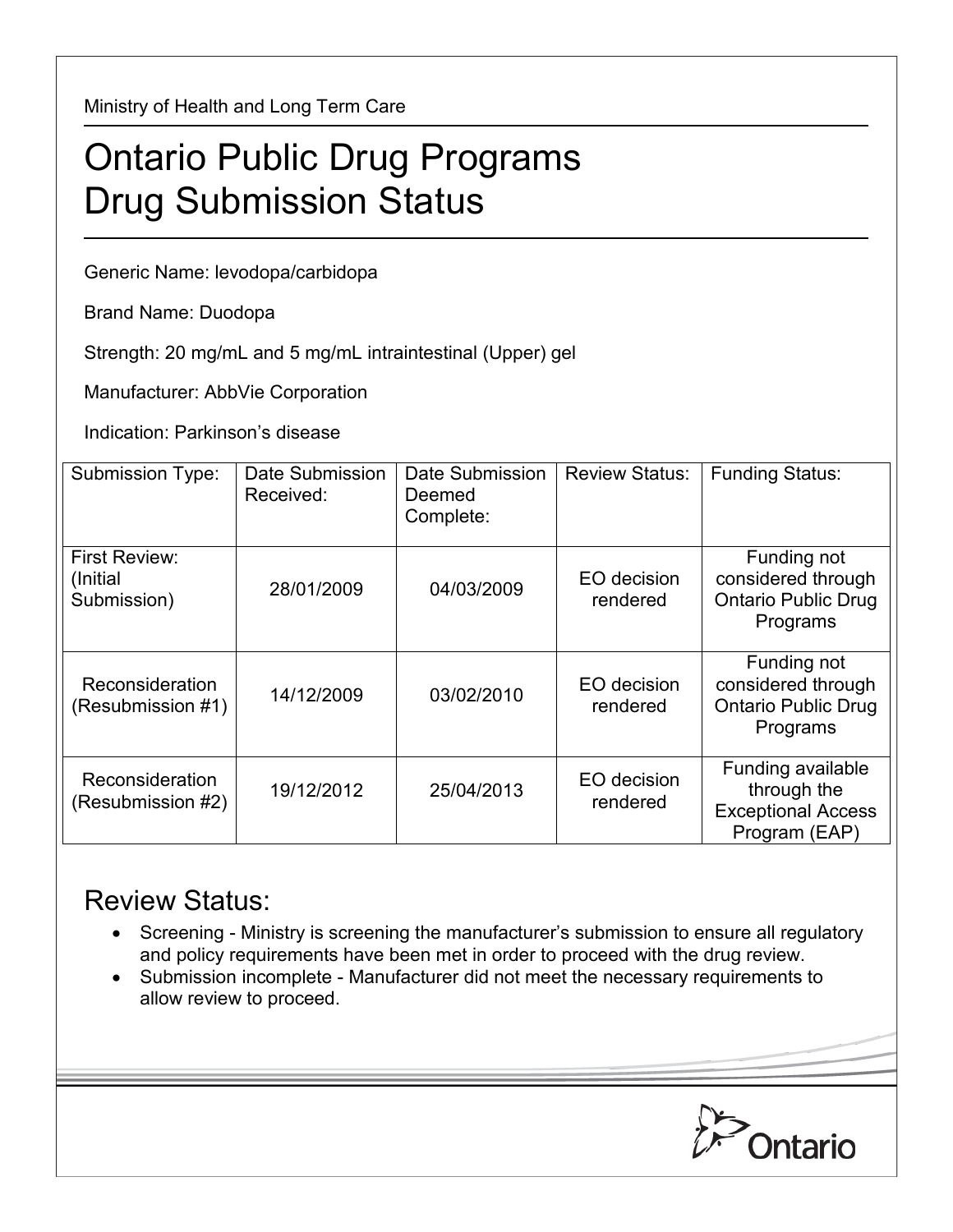Ministry of Health and Long Term Care

# Ontario Public Drug Programs
# Drug Submission Status

Generic Name: levodopa/carbidopa

Brand Name: Duodopa

Strength: 20 mg/mL and 5 mg/mL intraintestinal (Upper) gel

Manufacturer: AbbVie Corporation

Indication: Parkinson's disease

| Submission Type: | Date Submission Received: | Date Submission Deemed Complete: | Review Status: | Funding Status: |
|---|---|---|---|---|
| First Review: (Initial Submission) | 28/01/2009 | 04/03/2009 | EO decision rendered | Funding not considered through Ontario Public Drug Programs |
| Reconsideration (Resubmission #1) | 14/12/2009 | 03/02/2010 | EO decision rendered | Funding not considered through Ontario Public Drug Programs |
| Reconsideration (Resubmission #2) | 19/12/2012 | 25/04/2013 | EO decision rendered | Funding available through the Exceptional Access Program (EAP) |

## Review Status:

- Screening - Ministry is screening the manufacturer's submission to ensure all regulatory and policy requirements have been met in order to proceed with the drug review.
- Submission incomplete - Manufacturer did not meet the necessary requirements to allow review to proceed.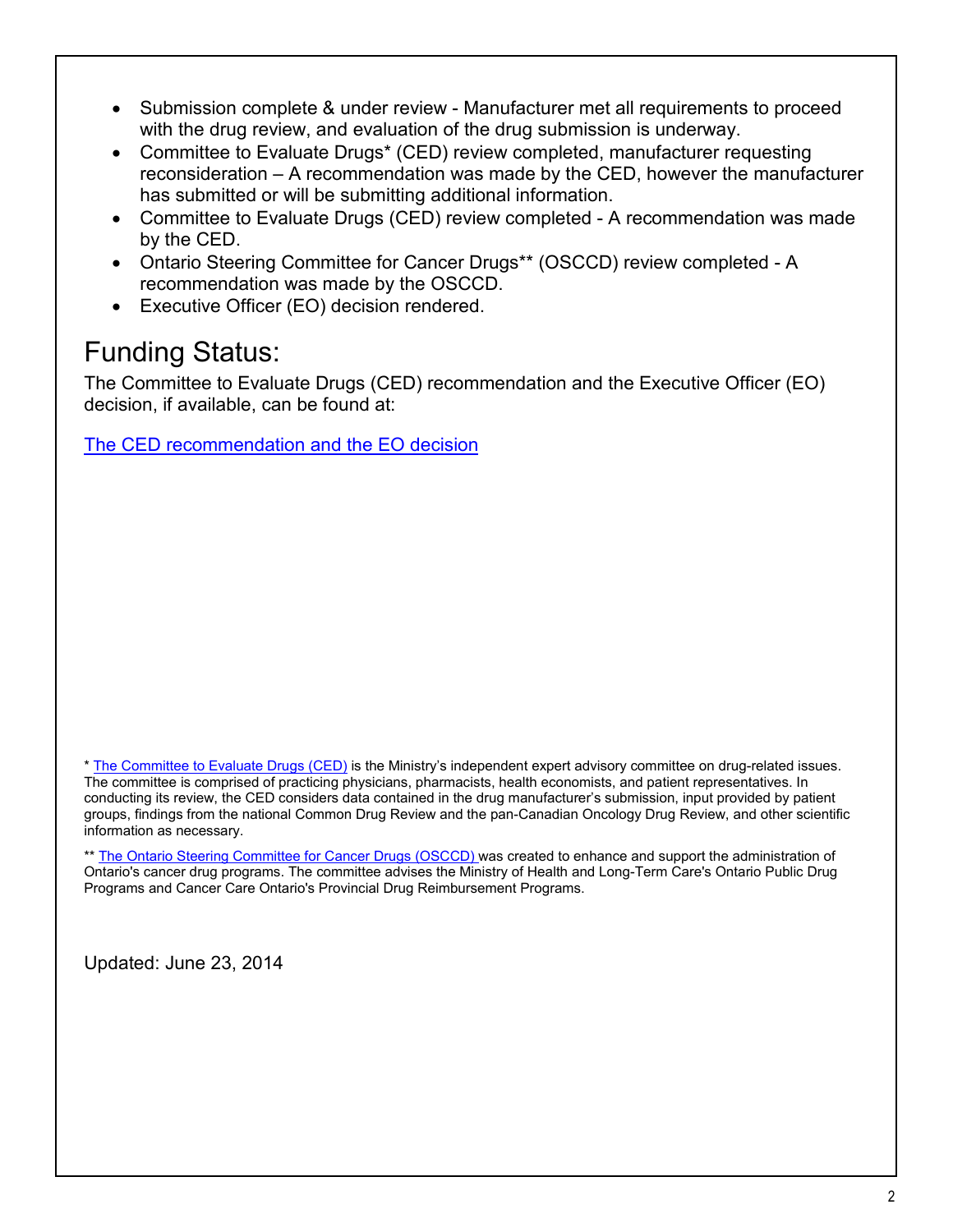- Submission complete & under review - Manufacturer met all requirements to proceed with the drug review, and evaluation of the drug submission is underway.
- Committee to Evaluate Drugs* (CED) review completed, manufacturer requesting reconsideration – A recommendation was made by the CED, however the manufacturer has submitted or will be submitting additional information.
- Committee to Evaluate Drugs (CED) review completed - A recommendation was made by the CED.
- Ontario Steering Committee for Cancer Drugs** (OSCCD) review completed - A recommendation was made by the OSCCD.
- Executive Officer (EO) decision rendered.

## Funding Status:

The Committee to Evaluate Drugs (CED) recommendation and the Executive Officer (EO) decision, if available, can be found at:

The CED recommendation and the EO decision

* The Committee to Evaluate Drugs (CED) is the Ministry's independent expert advisory committee on drug-related issues. The committee is comprised of practicing physicians, pharmacists, health economists, and patient representatives. In conducting its review, the CED considers data contained in the drug manufacturer's submission, input provided by patient groups, findings from the national Common Drug Review and the pan-Canadian Oncology Drug Review, and other scientific information as necessary.

** The Ontario Steering Committee for Cancer Drugs (OSCCD) was created to enhance and support the administration of Ontario's cancer drug programs. The committee advises the Ministry of Health and Long-Term Care's Ontario Public Drug Programs and Cancer Care Ontario's Provincial Drug Reimbursement Programs.

Updated: June 23, 2014